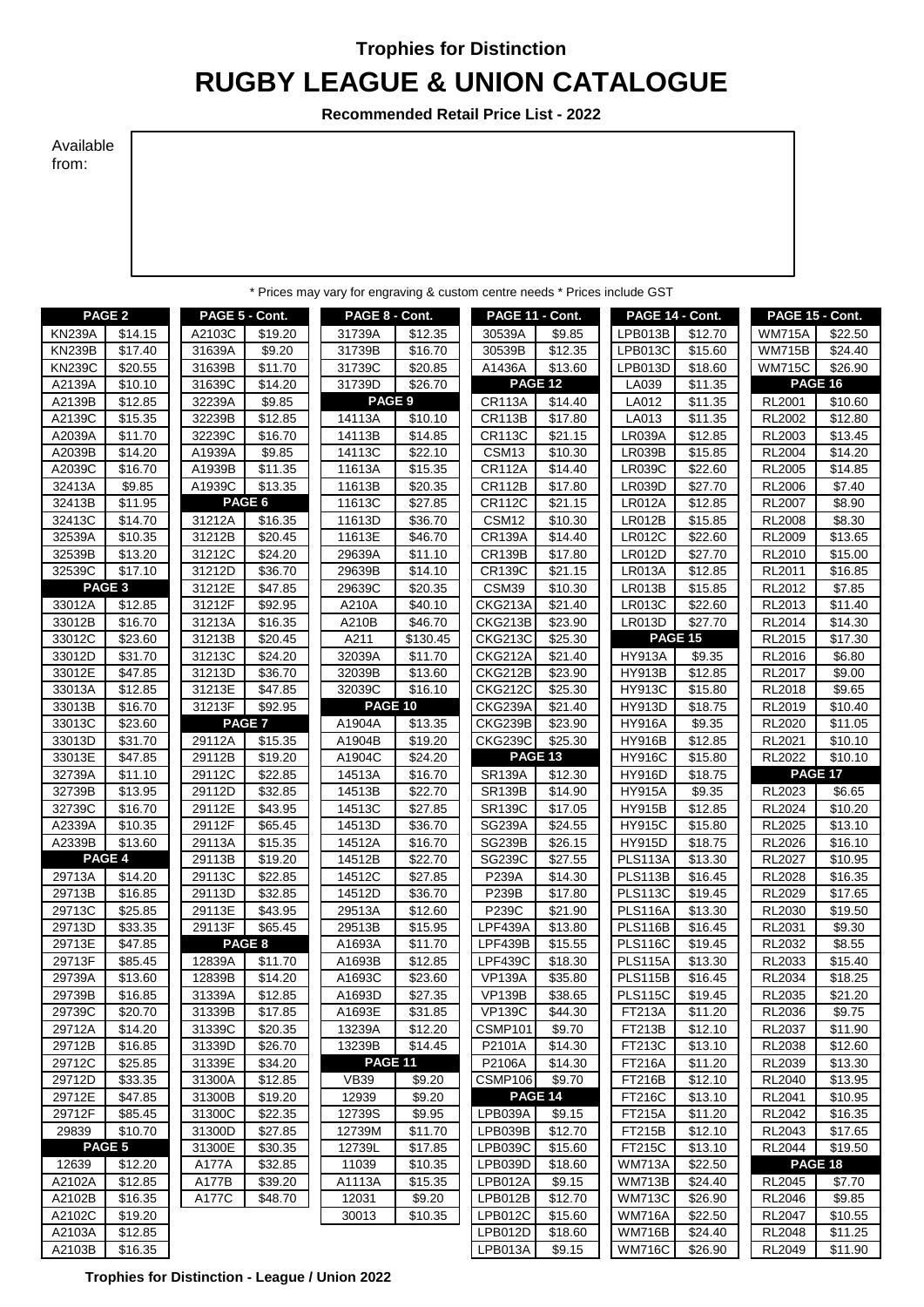**Trophies for Distinction**

# RUGBY LEAGUE & UNION CATALOGUE

**Recommended Retail Price List - 2022**

Available from:

\* Prices may vary for engraving & custom centre needs \* Prices include GST

| PAGE 2 | |
|---|---|
| KN239A | $14.15 |
| KN239B | $17.40 |
| KN239C | $20.55 |
| A2139A | $10.10 |
| A2139B | $12.85 |
| A2139C | $15.35 |
| A2039A | $11.70 |
| A2039B | $14.20 |
| A2039C | $16.70 |
| 32413A | $9.85 |
| 32413B | $11.95 |
| 32413C | $14.70 |
| 32539A | $10.35 |
| 32539B | $13.20 |
| 32539C | $17.10 |
| **PAGE 3** | |
| 33012A | $12.85 |
| 33012B | $16.70 |
| 33012C | $23.60 |
| 33012D | $31.70 |
| 33012E | $47.85 |
| 33013A | $12.85 |
| 33013B | $16.70 |
| 33013C | $23.60 |
| 33013D | $31.70 |
| 33013E | $47.85 |
| 32739A | $11.10 |
| 32739B | $13.95 |
| 32739C | $16.70 |
| A2339A | $10.35 |
| A2339B | $13.60 |
| **PAGE 4** | |
| 29713A | $14.20 |
| 29713B | $16.85 |
| 29713C | $25.85 |
| 29713D | $33.35 |
| 29713E | $47.85 |
| 29713F | $85.45 |
| 29739A | $13.60 |
| 29739B | $16.85 |
| 29739C | $20.70 |
| 29712A | $14.20 |
| 29712B | $16.85 |
| 29712C | $25.85 |
| 29712D | $33.35 |
| 29712E | $47.85 |
| 29712F | $85.45 |
| 29839 | $10.70 |
| **PAGE 5** | |
| 12639 | $12.20 |
| A2102A | $12.85 |
| A2102B | $16.35 |
| A2102C | $19.20 |
| A2103A | $12.85 |
| A2103B | $16.35 |

| PAGE 5 - Cont. | |
|---|---|
| A2103C | $19.20 |
| 31639A | $9.20 |
| 31639B | $11.70 |
| 31639C | $14.20 |
| 32239A | $9.85 |
| 32239B | $12.85 |
| 32239C | $16.70 |
| A1939A | $9.85 |
| A1939B | $11.35 |
| A1939C | $13.35 |
| **PAGE 6** | |
| 31212A | $16.35 |
| 31212B | $20.45 |
| 31212C | $24.20 |
| 31212D | $36.70 |
| 31212E | $47.85 |
| 31212F | $92.95 |
| 31213A | $16.35 |
| 31213B | $20.45 |
| 31213C | $24.20 |
| 31213D | $36.70 |
| 31213E | $47.85 |
| 31213F | $92.95 |
| **PAGE 7** | |
| 29112A | $15.35 |
| 29112B | $19.20 |
| 29112C | $22.85 |
| 29112D | $32.85 |
| 29112E | $43.95 |
| 29112F | $65.45 |
| 29113A | $15.35 |
| 29113B | $19.20 |
| 29113C | $22.85 |
| 29113D | $32.85 |
| 29113E | $43.95 |
| 29113F | $65.45 |
| **PAGE 8** | |
| 12839A | $11.70 |
| 12839B | $14.20 |
| 31339A | $12.85 |
| 31339B | $17.85 |
| 31339C | $20.35 |
| 31339D | $26.70 |
| 31339E | $34.20 |
| 31300A | $12.85 |
| 31300B | $19.20 |
| 31300C | $22.35 |
| 31300D | $27.85 |
| 31300E | $30.35 |
| A177A | $32.85 |
| A177B | $39.20 |
| A177C | $48.70 |

| PAGE 8 - Cont. | |
|---|---|
| 31739A | $12.35 |
| 31739B | $16.70 |
| 31739C | $20.85 |
| 31739D | $26.70 |
| **PAGE 9** | |
| 14113A | $10.10 |
| 14113B | $14.85 |
| 14113C | $22.10 |
| 11613A | $15.35 |
| 11613B | $20.35 |
| 11613C | $27.85 |
| 11613D | $36.70 |
| 11613E | $46.70 |
| 29639A | $11.10 |
| 29639B | $14.10 |
| 29639C | $20.35 |
| A210A | $40.10 |
| A210B | $46.70 |
| A211 | $130.45 |
| 32039A | $11.70 |
| 32039B | $13.60 |
| 32039C | $16.10 |
| **PAGE 10** | |
| A1904A | $13.35 |
| A1904B | $19.20 |
| A1904C | $24.20 |
| 14513A | $16.70 |
| 14513B | $22.70 |
| 14513C | $27.85 |
| 14513D | $36.70 |
| 14512A | $16.70 |
| 14512B | $22.70 |
| 14512C | $27.85 |
| 14512D | $36.70 |
| 29513A | $12.60 |
| 29513B | $15.95 |
| A1693A | $11.70 |
| A1693B | $12.85 |
| A1693C | $23.60 |
| A1693D | $27.35 |
| A1693E | $31.85 |
| 13239A | $12.20 |
| 13239B | $14.45 |
| **PAGE 11** | |
| VB39 | $9.20 |
| 12939 | $9.20 |
| 12739S | $9.95 |
| 12739M | $11.70 |
| 12739L | $17.85 |
| 11039 | $10.35 |
| A1113A | $15.35 |
| 12031 | $9.20 |
| 30013 | $10.35 |

| PAGE 11 - Cont. | |
|---|---|
| 30539A | $9.85 |
| 30539B | $12.35 |
| A1436A | $13.60 |
| **PAGE 12** | |
| CR113A | $14.40 |
| CR113B | $17.80 |
| CR113C | $21.15 |
| CSM13 | $10.30 |
| CR112A | $14.40 |
| CR112B | $17.80 |
| CR112C | $21.15 |
| CSM12 | $10.30 |
| CR139A | $14.40 |
| CR139B | $17.80 |
| CR139C | $21.15 |
| CSM39 | $10.30 |
| CKG213A | $21.40 |
| CKG213B | $23.90 |
| CKG213C | $25.30 |
| CKG212A | $21.40 |
| CKG212B | $23.90 |
| CKG212C | $25.30 |
| CKG239A | $21.40 |
| CKG239B | $23.90 |
| CKG239C | $25.30 |
| **PAGE 13** | |
| SR139A | $12.30 |
| SR139B | $14.90 |
| SR139C | $17.05 |
| SG239A | $24.55 |
| SG239B | $26.15 |
| SG239C | $27.55 |
| P239A | $14.30 |
| P239B | $17.80 |
| P239C | $21.90 |
| LPF439A | $13.80 |
| LPF439B | $15.55 |
| LPF439C | $18.30 |
| VP139A | $35.80 |
| VP139B | $38.65 |
| VP139C | $44.30 |
| CSMP101 | $9.70 |
| P2101A | $14.30 |
| P2106A | $14.30 |
| CSMP106 | $9.70 |
| **PAGE 14** | |
| LPB039A | $9.15 |
| LPB039B | $12.70 |
| LPB039C | $15.60 |
| LPB039D | $18.60 |
| LPB012A | $9.15 |
| LPB012B | $12.70 |
| LPB012C | $15.60 |
| LPB012D | $18.60 |
| LPB013A | $9.15 |

| PAGE 14 - Cont. | |
|---|---|
| LPB013B | $12.70 |
| LPB013C | $15.60 |
| LPB013D | $18.60 |
| LA039 | $11.35 |
| LA012 | $11.35 |
| LA013 | $11.35 |
| LR039A | $12.85 |
| LR039B | $15.85 |
| LR039C | $22.60 |
| LR039D | $27.70 |
| LR012A | $12.85 |
| LR012B | $15.85 |
| LR012C | $22.60 |
| LR012D | $27.70 |
| LR013A | $12.85 |
| LR013B | $15.85 |
| LR013C | $22.60 |
| LR013D | $27.70 |
| **PAGE 15** | |
| HY913A | $9.35 |
| HY913B | $12.85 |
| HY913C | $15.80 |
| HY913D | $18.75 |
| HY916A | $9.35 |
| HY916B | $12.85 |
| HY916C | $15.80 |
| HY916D | $18.75 |
| HY915A | $9.35 |
| HY915B | $12.85 |
| HY915C | $15.80 |
| HY915D | $18.75 |
| PLS113A | $13.30 |
| PLS113B | $16.45 |
| PLS113C | $19.45 |
| PLS116A | $13.30 |
| PLS116B | $16.45 |
| PLS116C | $19.45 |
| PLS115A | $13.30 |
| PLS115B | $16.45 |
| PLS115C | $19.45 |
| FT213A | $11.20 |
| FT213B | $12.10 |
| FT213C | $13.10 |
| FT216A | $11.20 |
| FT216B | $12.10 |
| FT216C | $13.10 |
| FT215A | $11.20 |
| FT215B | $12.10 |
| FT215C | $13.10 |
| WM713A | $22.50 |
| WM713B | $24.40 |
| WM713C | $26.90 |
| WM716A | $22.50 |
| WM716B | $24.40 |
| WM716C | $26.90 |

| PAGE 15 - Cont. | |
|---|---|
| WM715A | $22.50 |
| WM715B | $24.40 |
| WM715C | $26.90 |
| **PAGE 16** | |
| RL2001 | $10.60 |
| RL2002 | $12.80 |
| RL2003 | $13.45 |
| RL2004 | $14.20 |
| RL2005 | $14.85 |
| RL2006 | $7.40 |
| RL2007 | $8.90 |
| RL2008 | $8.30 |
| RL2009 | $13.65 |
| RL2010 | $15.00 |
| RL2011 | $16.85 |
| RL2012 | $7.85 |
| RL2013 | $11.40 |
| RL2014 | $14.30 |
| RL2015 | $17.30 |
| RL2016 | $6.80 |
| RL2017 | $9.00 |
| RL2018 | $9.65 |
| RL2019 | $10.40 |
| RL2020 | $11.05 |
| RL2021 | $10.10 |
| RL2022 | $10.10 |
| **PAGE 17** | |
| RL2023 | $6.65 |
| RL2024 | $10.20 |
| RL2025 | $13.10 |
| RL2026 | $16.10 |
| RL2027 | $10.95 |
| RL2028 | $16.35 |
| RL2029 | $17.65 |
| RL2030 | $19.50 |
| RL2031 | $9.30 |
| RL2032 | $8.55 |
| RL2033 | $15.40 |
| RL2034 | $18.25 |
| RL2035 | $21.20 |
| RL2036 | $9.75 |
| RL2037 | $11.90 |
| RL2038 | $12.60 |
| RL2039 | $13.30 |
| RL2040 | $13.95 |
| RL2041 | $10.95 |
| RL2042 | $16.35 |
| RL2043 | $17.65 |
| RL2044 | $19.50 |
| **PAGE 18** | |
| RL2045 | $7.70 |
| RL2046 | $9.85 |
| RL2047 | $10.55 |
| RL2048 | $11.25 |
| RL2049 | $11.90 |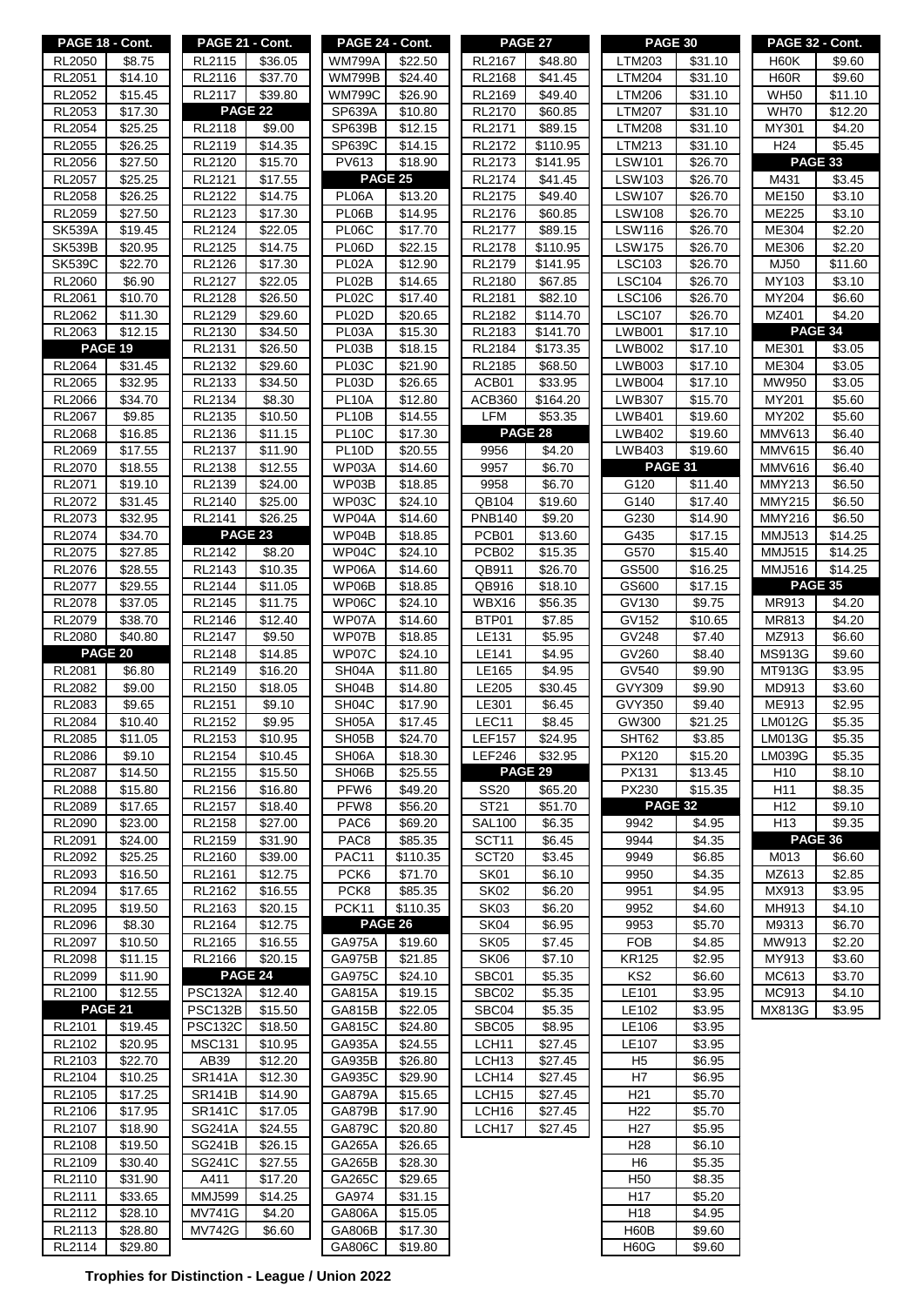| PAGE 18 - Cont. | |
|---|---|
| RL2050 | $8.75 |
| RL2051 | $14.10 |
| RL2052 | $15.45 |
| RL2053 | $17.30 |
| RL2054 | $25.25 |
| RL2055 | $26.25 |
| RL2056 | $27.50 |
| RL2057 | $25.25 |
| RL2058 | $26.25 |
| RL2059 | $27.50 |
| SK539A | $19.45 |
| SK539B | $20.95 |
| SK539C | $22.70 |
| RL2060 | $6.90 |
| RL2061 | $10.70 |
| RL2062 | $11.30 |
| RL2063 | $12.15 |
| **PAGE 19** | |
| RL2064 | $31.45 |
| RL2065 | $32.95 |
| RL2066 | $34.70 |
| RL2067 | $9.85 |
| RL2068 | $16.85 |
| RL2069 | $17.55 |
| RL2070 | $18.55 |
| RL2071 | $19.10 |
| RL2072 | $31.45 |
| RL2073 | $32.95 |
| RL2074 | $34.70 |
| RL2075 | $27.85 |
| RL2076 | $28.55 |
| RL2077 | $29.55 |
| RL2078 | $37.05 |
| RL2079 | $38.70 |
| RL2080 | $40.80 |
| **PAGE 20** | |
| RL2081 | $6.80 |
| RL2082 | $9.00 |
| RL2083 | $9.65 |
| RL2084 | $10.40 |
| RL2085 | $11.05 |
| RL2086 | $9.10 |
| RL2087 | $14.50 |
| RL2088 | $15.80 |
| RL2089 | $17.65 |
| RL2090 | $23.00 |
| RL2091 | $24.00 |
| RL2092 | $25.25 |
| RL2093 | $16.50 |
| RL2094 | $17.65 |
| RL2095 | $19.50 |
| RL2096 | $8.30 |
| RL2097 | $10.50 |
| RL2098 | $11.15 |
| RL2099 | $11.90 |
| RL2100 | $12.55 |
| **PAGE 21** | |
| RL2101 | $19.45 |
| RL2102 | $20.95 |
| RL2103 | $22.70 |
| RL2104 | $10.25 |
| RL2105 | $17.25 |
| RL2106 | $17.95 |
| RL2107 | $18.90 |
| RL2108 | $19.50 |
| RL2109 | $30.40 |
| RL2110 | $31.90 |
| RL2111 | $33.65 |
| RL2112 | $28.10 |
| RL2113 | $28.80 |
| RL2114 | $29.80 |

| PAGE 21 - Cont. | |
|---|---|
| RL2115 | $36.05 |
| RL2116 | $37.70 |
| RL2117 | $39.80 |
| **PAGE 22** | |
| RL2118 | $9.00 |
| RL2119 | $14.35 |
| RL2120 | $15.70 |
| RL2121 | $17.55 |
| RL2122 | $14.75 |
| RL2123 | $17.30 |
| RL2124 | $22.05 |
| RL2125 | $14.75 |
| RL2126 | $17.30 |
| RL2127 | $22.05 |
| RL2128 | $26.50 |
| RL2129 | $29.60 |
| RL2130 | $34.50 |
| RL2131 | $26.50 |
| RL2132 | $29.60 |
| RL2133 | $34.50 |
| RL2134 | $8.30 |
| RL2135 | $10.50 |
| RL2136 | $11.15 |
| RL2137 | $11.90 |
| RL2138 | $12.55 |
| RL2139 | $24.00 |
| RL2140 | $25.00 |
| RL2141 | $26.25 |
| **PAGE 23** | |
| RL2142 | $8.20 |
| RL2143 | $10.35 |
| RL2144 | $11.05 |
| RL2145 | $11.75 |
| RL2146 | $12.40 |
| RL2147 | $9.50 |
| RL2148 | $14.85 |
| RL2149 | $16.20 |
| RL2150 | $18.05 |
| RL2151 | $9.10 |
| RL2152 | $9.95 |
| RL2153 | $10.95 |
| RL2154 | $10.45 |
| RL2155 | $15.50 |
| RL2156 | $16.80 |
| RL2157 | $18.40 |
| RL2158 | $27.00 |
| RL2159 | $31.90 |
| RL2160 | $39.00 |
| RL2161 | $12.75 |
| RL2162 | $16.55 |
| RL2163 | $20.15 |
| RL2164 | $12.75 |
| RL2165 | $16.55 |
| RL2166 | $20.15 |
| **PAGE 24** | |
| PSC132A | $12.40 |
| PSC132B | $15.50 |
| PSC132C | $18.50 |
| MSC131 | $10.95 |
| AB39 | $12.20 |
| SR141A | $12.30 |
| SR141B | $14.90 |
| SR141C | $17.05 |
| SG241A | $24.55 |
| SG241B | $26.15 |
| SG241C | $27.55 |
| A411 | $17.20 |
| MMJ599 | $14.25 |
| MV741G | $4.20 |
| MV742G | $6.60 |

| PAGE 24 - Cont. | |
|---|---|
| WM799A | $22.50 |
| WM799B | $24.40 |
| WM799C | $26.90 |
| SP639A | $10.80 |
| SP639B | $12.15 |
| SP639C | $14.15 |
| PV613 | $18.90 |
| **PAGE 25** | |
| PL06A | $13.20 |
| PL06B | $14.95 |
| PL06C | $17.70 |
| PL06D | $22.15 |
| PL02A | $12.90 |
| PL02B | $14.65 |
| PL02C | $17.40 |
| PL02D | $20.65 |
| PL03A | $15.30 |
| PL03B | $18.15 |
| PL03C | $21.90 |
| PL03D | $26.65 |
| PL10A | $12.80 |
| PL10B | $14.55 |
| PL10C | $17.30 |
| PL10D | $20.55 |
| WP03A | $14.60 |
| WP03B | $18.85 |
| WP03C | $24.10 |
| WP04A | $14.60 |
| WP04B | $18.85 |
| WP04C | $24.10 |
| WP06A | $14.60 |
| WP06B | $18.85 |
| WP06C | $24.10 |
| WP07A | $14.60 |
| WP07B | $18.85 |
| WP07C | $24.10 |
| SH04A | $11.80 |
| SH04B | $14.80 |
| SH04C | $17.90 |
| SH05A | $17.45 |
| SH05B | $24.70 |
| SH06A | $18.30 |
| SH06B | $25.55 |
| PFW6 | $49.20 |
| PFW8 | $56.20 |
| PAC6 | $69.20 |
| PAC8 | $85.35 |
| PAC11 | $110.35 |
| PCK6 | $71.70 |
| PCK8 | $85.35 |
| PCK11 | $110.35 |
| **PAGE 26** | |
| GA975A | $19.60 |
| GA975B | $21.85 |
| GA975C | $24.10 |
| GA815A | $19.15 |
| GA815B | $22.05 |
| GA815C | $24.80 |
| GA935A | $24.55 |
| GA935B | $26.80 |
| GA935C | $29.90 |
| GA879A | $15.65 |
| GA879B | $17.90 |
| GA879C | $20.80 |
| GA265A | $26.65 |
| GA265B | $28.30 |
| GA265C | $29.65 |
| GA974 | $31.15 |
| GA806A | $15.05 |
| GA806B | $17.30 |
| GA806C | $19.80 |

| PAGE 27 | |
|---|---|
| RL2167 | $48.80 |
| RL2168 | $41.45 |
| RL2169 | $49.40 |
| RL2170 | $60.85 |
| RL2171 | $89.15 |
| RL2172 | $110.95 |
| RL2173 | $141.95 |
| RL2174 | $41.45 |
| RL2175 | $49.40 |
| RL2176 | $60.85 |
| RL2177 | $89.15 |
| RL2178 | $110.95 |
| RL2179 | $141.95 |
| RL2180 | $67.85 |
| RL2181 | $82.10 |
| RL2182 | $114.70 |
| RL2183 | $141.70 |
| RL2184 | $173.35 |
| RL2185 | $68.50 |
| ACB01 | $33.95 |
| ACB360 | $164.20 |
| LFM | $53.35 |
| **PAGE 28** | |
| 9956 | $4.20 |
| 9957 | $6.70 |
| 9958 | $6.70 |
| QB104 | $19.60 |
| PNB140 | $9.20 |
| PCB01 | $13.60 |
| PCB02 | $15.35 |
| QB911 | $26.70 |
| QB916 | $18.10 |
| WBX16 | $56.35 |
| BTP01 | $7.85 |
| LE131 | $5.95 |
| LE141 | $4.95 |
| LE165 | $4.95 |
| LE205 | $30.45 |
| LE301 | $6.45 |
| LEC11 | $8.45 |
| LEF157 | $24.95 |
| LEF246 | $32.95 |
| **PAGE 29** | |
| SS20 | $65.20 |
| ST21 | $51.70 |
| SAL100 | $6.35 |
| SCT11 | $6.45 |
| SCT20 | $3.45 |
| SK01 | $6.10 |
| SK02 | $6.20 |
| SK03 | $6.20 |
| SK04 | $6.95 |
| SK05 | $7.45 |
| SK06 | $7.10 |
| SBC01 | $5.35 |
| SBC02 | $5.35 |
| SBC04 | $5.35 |
| SBC05 | $8.95 |
| LCH11 | $27.45 |
| LCH13 | $27.45 |
| LCH14 | $27.45 |
| LCH15 | $27.45 |
| LCH16 | $27.45 |
| LCH17 | $27.45 |

| PAGE 30 | |
|---|---|
| LTM203 | $31.10 |
| LTM204 | $31.10 |
| LTM206 | $31.10 |
| LTM207 | $31.10 |
| LTM208 | $31.10 |
| LTM213 | $31.10 |
| LSW101 | $26.70 |
| LSW103 | $26.70 |
| LSW107 | $26.70 |
| LSW108 | $26.70 |
| LSW116 | $26.70 |
| LSW175 | $26.70 |
| LSC103 | $26.70 |
| LSC104 | $26.70 |
| LSC106 | $26.70 |
| LSC107 | $26.70 |
| LWB001 | $17.10 |
| LWB002 | $17.10 |
| LWB003 | $17.10 |
| LWB004 | $17.10 |
| LWB307 | $15.70 |
| LWB401 | $19.60 |
| LWB402 | $19.60 |
| LWB403 | $19.60 |
| **PAGE 31** | |
| G120 | $11.40 |
| G140 | $17.40 |
| G230 | $14.90 |
| G435 | $17.15 |
| G570 | $15.40 |
| GS500 | $16.25 |
| GS600 | $17.15 |
| GV130 | $9.75 |
| GV152 | $10.65 |
| GV248 | $7.40 |
| GV260 | $8.40 |
| GV540 | $9.90 |
| GVY309 | $9.90 |
| GVY350 | $9.40 |
| GW300 | $21.25 |
| SHT62 | $3.85 |
| PX120 | $15.20 |
| PX131 | $13.45 |
| PX230 | $15.35 |
| **PAGE 32** | |
| 9942 | $4.95 |
| 9944 | $4.35 |
| 9949 | $6.85 |
| 9950 | $4.35 |
| 9951 | $4.95 |
| 9952 | $4.60 |
| 9953 | $5.70 |
| FOB | $4.85 |
| KR125 | $2.95 |
| KS2 | $6.60 |
| LE101 | $3.95 |
| LE102 | $3.95 |
| LE106 | $3.95 |
| LE107 | $3.95 |
| H5 | $6.95 |
| H7 | $6.95 |
| H21 | $5.70 |
| H22 | $5.70 |
| H27 | $5.95 |
| H28 | $6.10 |
| H6 | $5.35 |
| H50 | $8.35 |
| H17 | $5.20 |
| H18 | $4.95 |
| H60B | $9.60 |
| H60G | $9.60 |

| PAGE 32 - Cont. | |
|---|---|
| H60K | $9.60 |
| H60R | $9.60 |
| WH50 | $11.10 |
| WH70 | $12.20 |
| MY301 | $4.20 |
| H24 | $5.45 |
| **PAGE 33** | |
| M431 | $3.45 |
| ME150 | $3.10 |
| ME225 | $3.10 |
| ME304 | $2.20 |
| ME306 | $2.20 |
| MJ50 | $11.60 |
| MY103 | $3.10 |
| MY204 | $6.60 |
| MZ401 | $4.20 |
| **PAGE 34** | |
| ME301 | $3.05 |
| ME304 | $3.05 |
| MW950 | $3.05 |
| MY201 | $5.60 |
| MY202 | $5.60 |
| MMV613 | $6.40 |
| MMV615 | $6.40 |
| MMV616 | $6.40 |
| MMY213 | $6.50 |
| MMY215 | $6.50 |
| MMY216 | $6.50 |
| MMJ513 | $14.25 |
| MMJ515 | $14.25 |
| MMJ516 | $14.25 |
| **PAGE 35** | |
| MR913 | $4.20 |
| MR813 | $4.20 |
| MZ913 | $6.60 |
| MS913G | $9.60 |
| MT913G | $3.95 |
| MD913 | $3.60 |
| ME913 | $2.95 |
| LM012G | $5.35 |
| LM013G | $5.35 |
| LM039G | $5.35 |
| H10 | $8.10 |
| H11 | $8.35 |
| H12 | $9.10 |
| H13 | $9.35 |
| **PAGE 36** | |
| M013 | $6.60 |
| MZ613 | $2.85 |
| MX913 | $3.95 |
| MH913 | $4.10 |
| M9313 | $6.70 |
| MW913 | $2.20 |
| MY913 | $3.60 |
| MC613 | $3.70 |
| MC913 | $4.10 |
| MX813G | $3.95 |

**Trophies for Distinction - League / Union 2022**